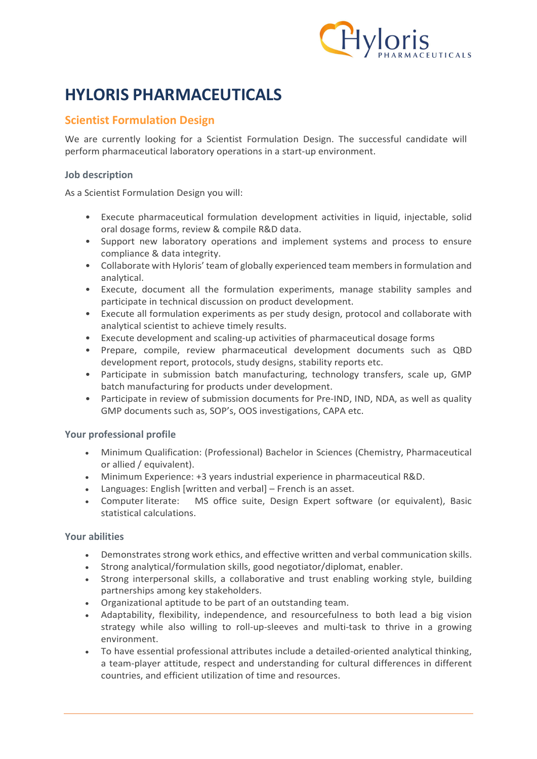# HYLORIS PHARMACEUTICALS

## Scientist Formulation Design

We are currently looking for a Scientist Formulation Design. The successful candidate will perform pharmaceutical laboratory operations in a start-up environment.

### Job description

As a Scientist Formulation Design you will:

- Execute pharmaceutical formulation development activities in liquid, injectable, solid oral dosage forms, review & compile R&D data.
- Support new laboratory operations and implement systems and process to ensure compliance & data integrity.
- Collaborate with Hyloris' team of globally experienced team members in formulation and analytical.
- Execute, document all the formulation experiments, manage stability samples and participate in technical discussion on product development.
- Execute all formulation experiments as per study design, protocol and collaborate with analytical scientist to achieve timely results.
- Execute development and scaling-up activities of pharmaceutical dosage forms
- Prepare, compile, review pharmaceutical development documents such as QBD development report, protocols, study designs, stability reports etc.
- Participate in submission batch manufacturing, technology transfers, scale up, GMP batch manufacturing for products under development.
- Participate in review of submission documents for Pre-IND, IND, NDA, as well as quality GMP documents such as, SOP's, OOS investigations, CAPA etc.

### Your professional profile

- Minimum Qualification: (Professional) Bachelor in Sciences (Chemistry, Pharmaceutical or allied / equivalent).
- Minimum Experience: +3 years industrial experience in pharmaceutical R&D.
- Languages: English [written and verbal] – French is an asset.
- Computer literate: MS office suite, Design Expert software (or equivalent), Basic statistical calculations.

### Your abilities

- Demonstrates strong work ethics, and effective written and verbal communication skills.
- Strong analytical/formulation skills, good negotiator/diplomat, enabler.
- Strong interpersonal skills, a collaborative and trust enabling working style, building partnerships among key stakeholders.
- Organizational aptitude to be part of an outstanding team.
- Adaptability, flexibility, independence, and resourcefulness to both lead a big vision strategy while also willing to roll-up-sleeves and multi-task to thrive in a growing environment.
- To have essential professional attributes include a detailed-oriented analytical thinking, a team-player attitude, respect and understanding for cultural differences in different countries, and efficient utilization of time and resources.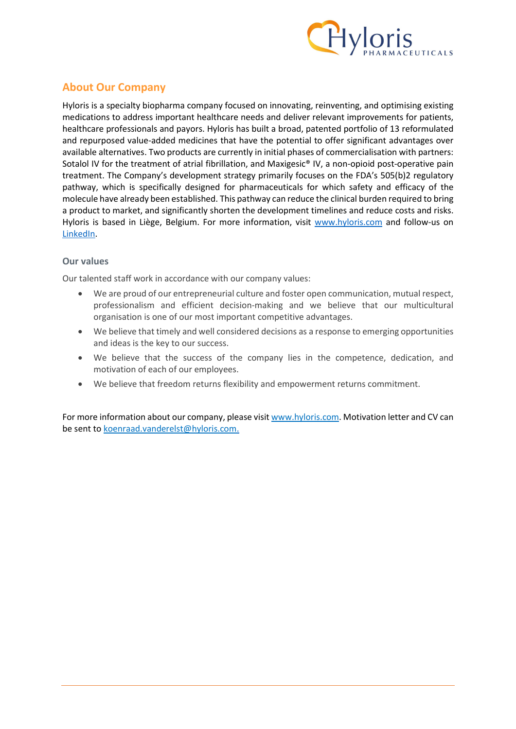## About Our Company

Hyloris is a specialty biopharma company focused on innovating, reinventing, and optimising existing medications to address important healthcare needs and deliver relevant improvements for patients, healthcare professionals and payors. Hyloris has built a broad, patented portfolio of 13 reformulated and repurposed value-added medicines that have the potential to offer significant advantages over available alternatives. Two products are currently in initial phases of commercialisation with partners: Sotalol IV for the treatment of atrial fibrillation, and Maxigesic® IV, a non-opioid post-operative pain treatment. The Company's development strategy primarily focuses on the FDA's 505(b)2 regulatory pathway, which is specifically designed for pharmaceuticals for which safety and efficacy of the molecule have already been established. This pathway can reduce the clinical burden required to bring a product to market, and significantly shorten the development timelines and reduce costs and risks. Hyloris is based in Liège, Belgium. For more information, visit [www.hyloris.com](www.hyloris.com) and follow-us on [LinkedIn](LinkedIn).

### Our values

Our talented staff work in accordance with our company values:

- We are proud of our entrepreneurial culture and foster open communication, mutual respect, professionalism and efficient decision-making and we believe that our multicultural organisation is one of our most important competitive advantages.
- We believe that timely and well considered decisions as a response to emerging opportunities and ideas is the key to our success.
- We believe that the success of the company lies in the competence, dedication, and motivation of each of our employees.
- We believe that freedom returns flexibility and empowerment returns commitment.

For more information about our company, please visit [www.hyloris.com](www.hyloris.com). Motivation letter and CV can be sent to [koenraad.vanderelst@hyloris.com.](mailto:koenraad.vanderelst@hyloris.com)